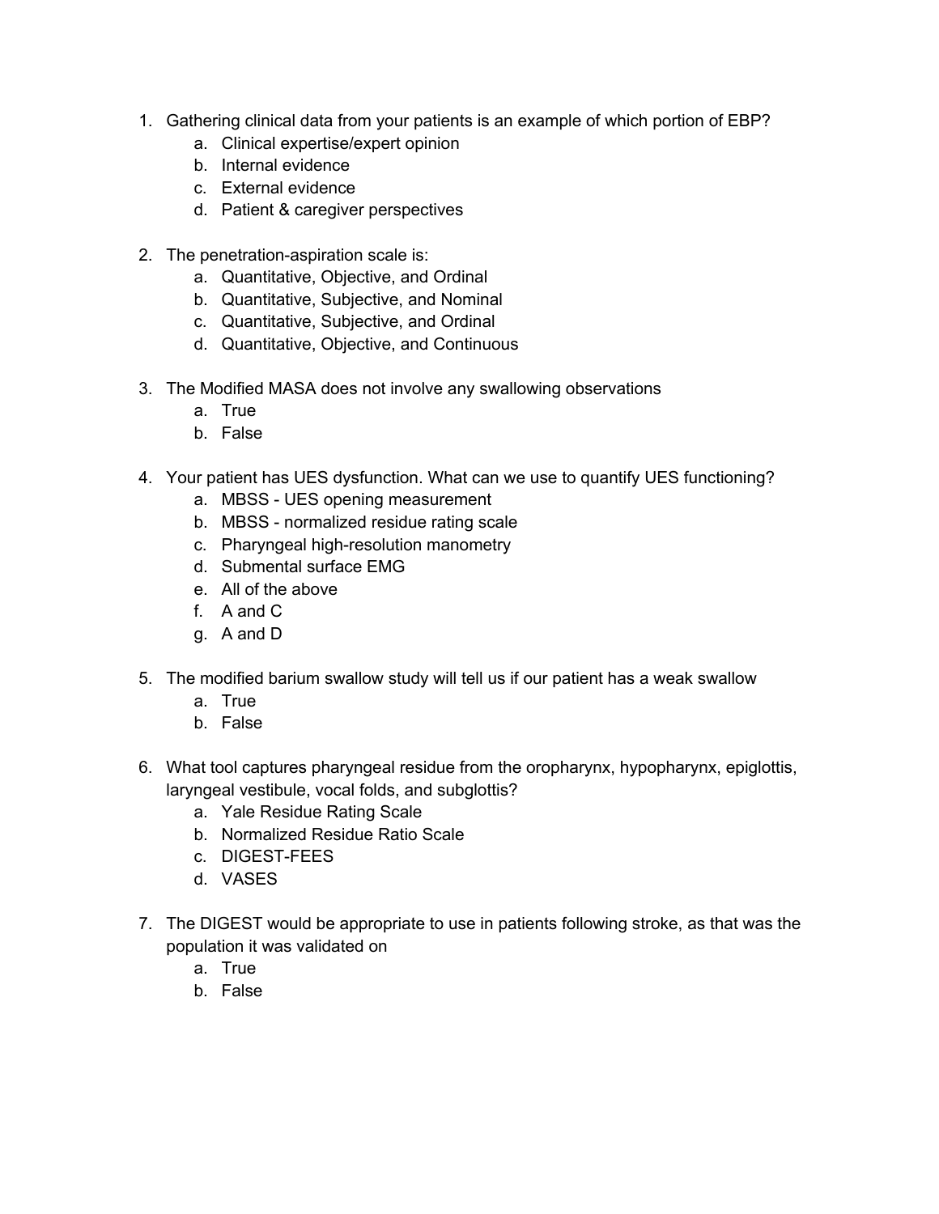1. Gathering clinical data from your patients is an example of which portion of EBP?
    a. Clinical expertise/expert opinion
    b. Internal evidence
    c. External evidence
    d. Patient & caregiver perspectives

2. The penetration-aspiration scale is:
    a. Quantitative, Objective, and Ordinal
    b. Quantitative, Subjective, and Nominal
    c. Quantitative, Subjective, and Ordinal
    d. Quantitative, Objective, and Continuous

3. The Modified MASA does not involve any swallowing observations
    a. True
    b. False

4. Your patient has UES dysfunction. What can we use to quantify UES functioning?
    a. MBSS - UES opening measurement
    b. MBSS - normalized residue rating scale
    c. Pharyngeal high-resolution manometry
    d. Submental surface EMG
    e. All of the above
    f. A and C
    g. A and D

5. The modified barium swallow study will tell us if our patient has a weak swallow
    a. True
    b. False

6. What tool captures pharyngeal residue from the oropharynx, hypopharynx, epiglottis, laryngeal vestibule, vocal folds, and subglottis?
    a. Yale Residue Rating Scale
    b. Normalized Residue Ratio Scale
    c. DIGEST-FEES
    d. VASES

7. The DIGEST would be appropriate to use in patients following stroke, as that was the population it was validated on
    a. True
    b. False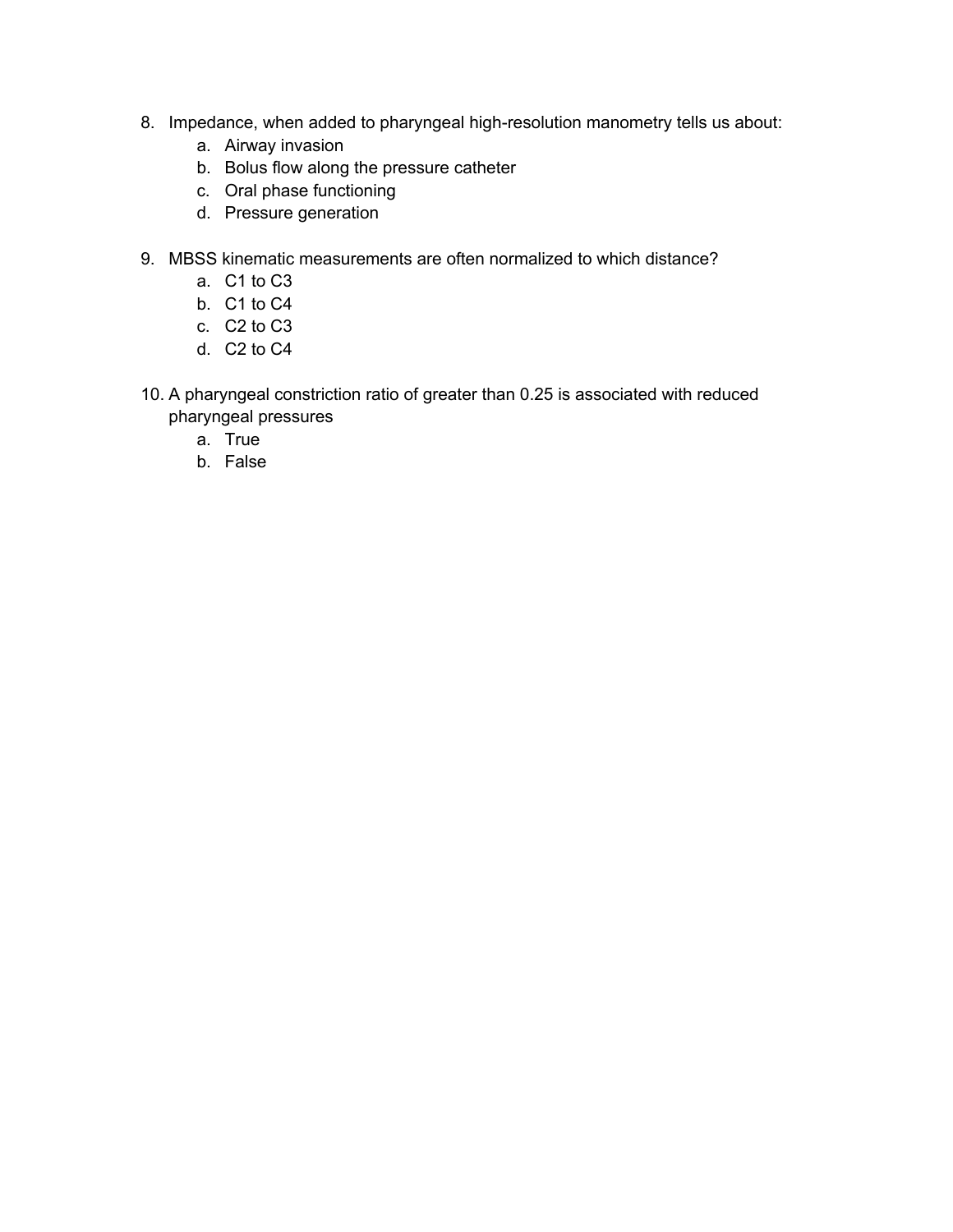8. Impedance, when added to pharyngeal high-resolution manometry tells us about:
    a. Airway invasion
    b. Bolus flow along the pressure catheter
    c. Oral phase functioning
    d. Pressure generation

9. MBSS kinematic measurements are often normalized to which distance?
    a. C1 to C3
    b. C1 to C4
    c. C2 to C3
    d. C2 to C4

10. A pharyngeal constriction ratio of greater than 0.25 is associated with reduced pharyngeal pressures
    a. True
    b. False